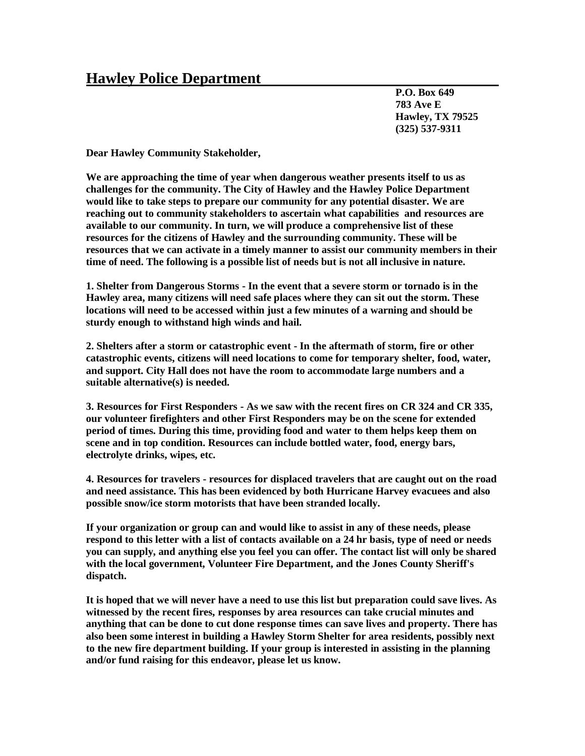# Hawley Police Department

**P.O. Box 649**
**783 Ave E**
**Hawley, TX 79525**
**(325) 537-9311**

**Dear Hawley Community Stakeholder,**

**We are approaching the time of year when dangerous weather presents itself to us as challenges for the community. The City of Hawley and the Hawley Police Department would like to take steps to prepare our community for any potential disaster. We are reaching out to community stakeholders to ascertain what capabilities and resources are available to our community. In turn, we will produce a comprehensive list of these resources for the citizens of Hawley and the surrounding community. These will be resources that we can activate in a timely manner to assist our community members in their time of need. The following is a possible list of needs but is not all inclusive in nature.**

**1. Shelter from Dangerous Storms - In the event that a severe storm or tornado is in the Hawley area, many citizens will need safe places where they can sit out the storm. These locations will need to be accessed within just a few minutes of a warning and should be sturdy enough to withstand high winds and hail.**

**2. Shelters after a storm or catastrophic event - In the aftermath of storm, fire or other catastrophic events, citizens will need locations to come for temporary shelter, food, water, and support. City Hall does not have the room to accommodate large numbers and a suitable alternative(s) is needed.**

**3. Resources for First Responders - As we saw with the recent fires on CR 324 and CR 335, our volunteer firefighters and other First Responders may be on the scene for extended period of times. During this time, providing food and water to them helps keep them on scene and in top condition. Resources can include bottled water, food, energy bars, electrolyte drinks, wipes, etc.**

**4. Resources for travelers - resources for displaced travelers that are caught out on the road and need assistance. This has been evidenced by both Hurricane Harvey evacuees and also possible snow/ice storm motorists that have been stranded locally.**

**If your organization or group can and would like to assist in any of these needs, please respond to this letter with a list of contacts available on a 24 hr basis, type of need or needs you can supply, and anything else you feel you can offer. The contact list will only be shared with the local government, Volunteer Fire Department, and the Jones County Sheriff's dispatch.**

**It is hoped that we will never have a need to use this list but preparation could save lives. As witnessed by the recent fires, responses by area resources can take crucial minutes and anything that can be done to cut done response times can save lives and property. There has also been some interest in building a Hawley Storm Shelter for area residents, possibly next to the new fire department building. If your group is interested in assisting in the planning and/or fund raising for this endeavor, please let us know.**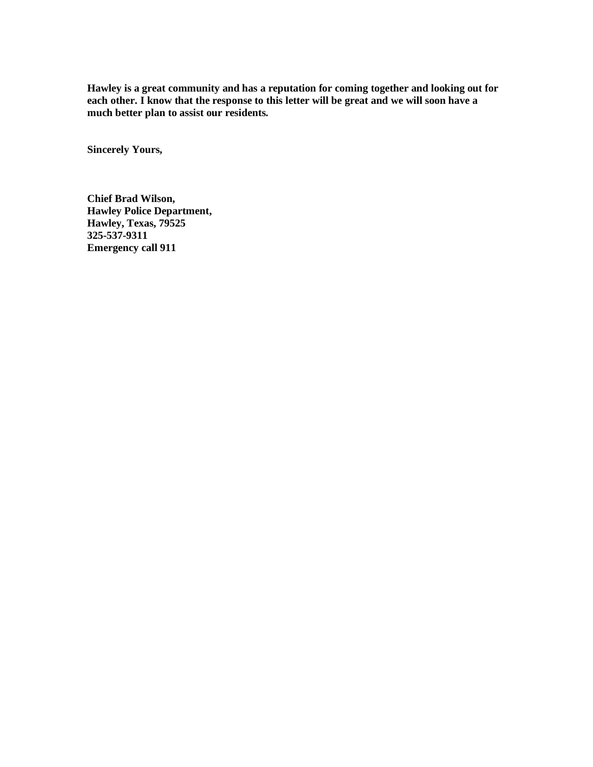**Hawley is a great community and has a reputation for coming together and looking out for each other. I know that the response to this letter will be great and we will soon have a much better plan to assist our residents.**

**Sincerely Yours,**

**Chief Brad Wilson,**
**Hawley Police Department,**
**Hawley, Texas, 79525**
**325-537-9311**
**Emergency call 911**